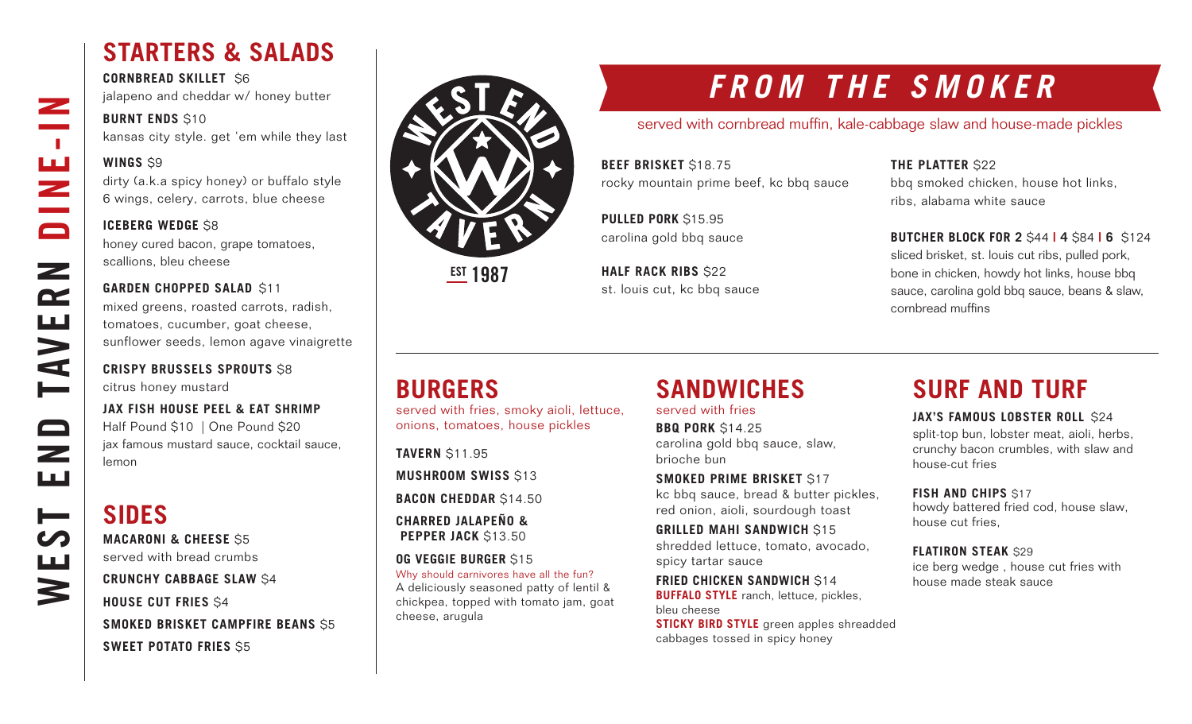# WEST END TAVERN DINE-IN

## STARTERS & SALADS

**CORNBREAD SKILLET** $6
jalapeno and cheddar w/ honey butter

**BURNT ENDS** $10
kansas city style. get 'em while they last

**WINGS** $9
dirty (a.k.a spicy honey) or buffalo style
6 wings, celery, carrots, blue cheese

**ICEBERG WEDGE** $8
honey cured bacon, grape tomatoes, scallions, bleu cheese

**GARDEN CHOPPED SALAD** $11
mixed greens, roasted carrots, radish, tomatoes, cucumber, goat cheese, sunflower seeds, lemon agave vinaigrette

**CRISPY BRUSSELS SPROUTS** $8
citrus honey mustard

**JAX FISH HOUSE PEEL & EAT SHRIMP**
Half Pound $10 | One Pound $20
jax famous mustard sauce, cocktail sauce, lemon

## SIDES

**MACARONI & CHEESE** $5
served with bread crumbs

**CRUNCHY CABBAGE SLAW** $4

**HOUSE CUT FRIES** $4

**SMOKED BRISKET CAMPFIRE BEANS** $5

**SWEET POTATO FRIES** $5

WEST END TAVERN
EST 1987

## *FROM THE SMOKER*

served with cornbread muffin, kale-cabbage slaw and house-made pickles

**BEEF BRISKET** $18.75
rocky mountain prime beef, kc bbq sauce

**PULLED PORK** $15.95
carolina gold bbq sauce

**HALF RACK RIBS** $22
st. louis cut, kc bbq sauce

**THE PLATTER** $22
bbq smoked chicken, house hot links, ribs, alabama white sauce

**BUTCHER BLOCK FOR 2** $44 | **4** $84 | **6** $124
sliced brisket, st. louis cut ribs, pulled pork, bone in chicken, howdy hot links, house bbq sauce, carolina gold bbq sauce, beans & slaw, cornbread muffins

## BURGERS

served with fries, smoky aioli, lettuce, onions, tomatoes, house pickles

**TAVERN** $11.95

**MUSHROOM SWISS** $13

**BACON CHEDDAR** $14.50

**CHARRED JALAPEÑO & PEPPER JACK** $13.50

**OG VEGGIE BURGER** $15
Why should carnivores have all the fun?
A deliciously seasoned patty of lentil & chickpea, topped with tomato jam, goat cheese, arugula

## SANDWICHES

served with fries

**BBQ PORK** $14.25
carolina gold bbq sauce, slaw, brioche bun

**SMOKED PRIME BRISKET** $17
kc bbq sauce, bread & butter pickles, red onion, aioli, sourdough toast

**GRILLED MAHI SANDWICH** $15
shredded lettuce, tomato, avocado, spicy tartar sauce

**FRIED CHICKEN SANDWICH** $14
**BUFFALO STYLE** ranch, lettuce, pickles, bleu cheese
**STICKY BIRD STYLE** green apples shreadded cabbages tossed in spicy honey

## SURF AND TURF

**JAX'S FAMOUS LOBSTER ROLL** $24
split-top bun, lobster meat, aioli, herbs, crunchy bacon crumbles, with slaw and house-cut fries

**FISH AND CHIPS** $17
howdy battered fried cod, house slaw, house cut fries,

**FLATIRON STEAK** $29
ice berg wedge , house cut fries with house made steak sauce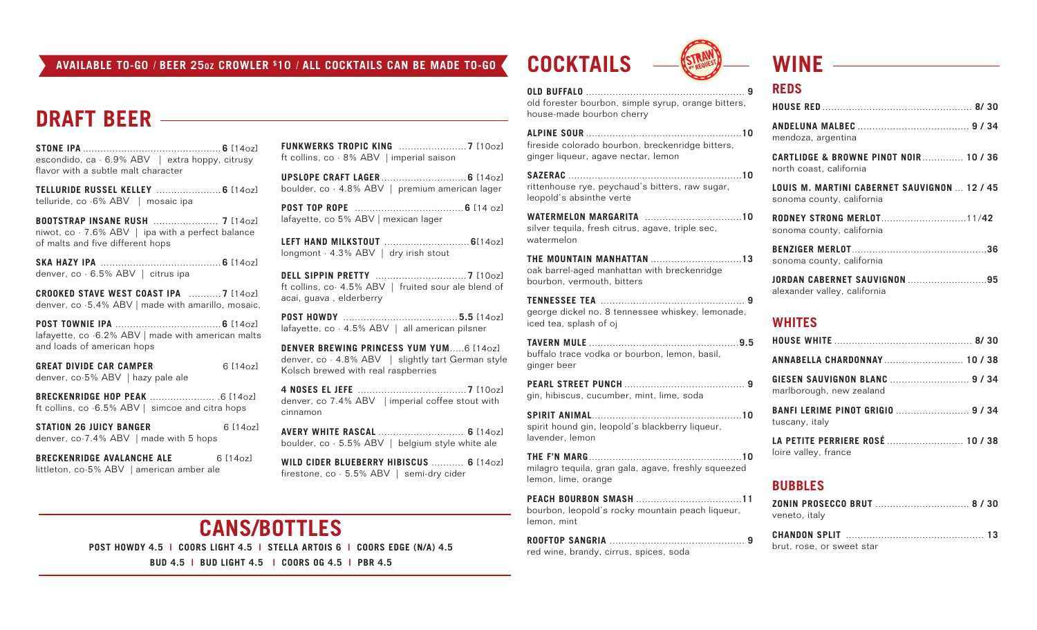**AVAILABLE TO-GO / BEER 25oz CROWLER $10 / ALL COCKTAILS CAN BE MADE TO-GO**

# DRAFT BEER

**STONE IPA** ............................................... 6 [14oz]
escondido, ca · 6.9% ABV | extra hoppy, citrusy flavor with a subtle malt character

**TELLURIDE RUSSEL KELLEY** ..................... 6 [14oz]
telluride, co ·6% ABV | mosaic ipa

**BOOTSTRAP INSANE RUSH** ..................... 7 [14oz]
niwot, co · 7.6% ABV | ipa with a perfect balance of malts and five different hops

**SKA HAZY IPA** ........................................ 6 [14oz]
denver, co · 6.5% ABV | citrus ipa

**CROOKED STAVE WEST COAST IPA** ..........7 [14oz]
denver, co ·5.4% ABV | made with amarillo, mosaic,

**POST TOWNIE IPA** ................................... 6 [14oz]
lafayette, co ·6.2% ABV | made with american malts and loads of american hops

**GREAT DIVIDE CAR CAMPER** 6 [14oz]
denver, co·5% ABV | hazy pale ale

**BRECKENRIDGE HOP PEAK** ..................... .6 [14oz]
ft collins, co ·6.5% ABV | simcoe and citra hops

**STATION 26 JUICY BANGER** 6 [14oz]
denver, co·7.4% ABV | made with 5 hops

**BRECKENRIDGE AVALANCHE ALE** 6 [14oz]
littleton, co·5% ABV | american amber ale

**FUNKWERKS TROPIC KING** .......................7 [10oz]
ft collins, co · 8% ABV | imperial saison

**UPSLOPE CRAFT LAGER**.............................6 [14oz]
boulder, co · 4.8% ABV | premium american lager

**POST TOP ROPE** .....................................6 [14 oz]
lafayette, co 5% ABV | mexican lager

**LEFT HAND MILKSTOUT** .............................6[14oz]
longmont · 4.3% ABV | dry irish stout

**DELL SIPPIN PRETTY** ...............................7 [10oz]
ft collins, co· 4.5% ABV | fruited sour ale blend of acai, guava , elderberry

**POST HOWDY** .......................................5.5 [14oz]
lafayette, co · 4.5% ABV | all american pilsner

**DENVER BREWING PRINCESS YUM YUM**.....6 [14oz]
denver, co · 4.8% ABV | slightly tart German style Kolsch brewed with real raspberries

**4 NOSES EL JEFE** .....................................7 [10oz]
denver, co 7.4% ABV | imperial coffee stout with cinnamon

**AVERY WHITE RASCAL** ............................. 6 [14oz]
boulder, co · 5.5% ABV | belgium style white ale

**WILD CIDER BLUEBERRY HIBISCUS** ........... 6 [14oz]
firestone, co · 5.5% ABV | semi-dry cider

# CANS/BOTTLES

**POST HOWDY 4.5 | COORS LIGHT 4.5 | STELLA ARTOIS 6 | COORS EDGE (N/A) 4.5**
**BUD 4.5 | BUD LIGHT 4.5 | COORS OG 4.5 | PBR 4.5**

# COCKTAILS

STRAW BY REQUEST

**OLD BUFFALO** ..................................................... 9
old forester bourbon, simple syrup, orange bitters, house-made bourbon cherry

**ALPINE SOUR** ....................................................10
fireside colorado bourbon, breckenridge bitters, ginger liqueur, agave nectar, lemon

**SAZERAC** ...........................................................10
rittenhouse rye, peychaud's bitters, raw sugar, leopold's absinthe verte

**WATERMELON MARGARITA** .................................10
silver tequila, fresh citrus, agave, triple sec, watermelon

**THE MOUNTAIN MANHATTAN** ...............................13
oak barrel-aged manhattan with breckenridge bourbon, vermouth, bitters

**TENNESSEE TEA** ................................................ 9
george dickel no. 8 tennessee whiskey, lemonade, iced tea, splash of oj

**TAVERN MULE** ..................................................9.5
buffalo trace vodka or bourbon, lemon, basil, ginger beer

**PEARL STREET PUNCH** ......................................... 9
gin, hibiscus, cucumber, mint, lime, soda

**SPIRIT ANIMAL**..................................................10
spirit hound gin, leopold's blackberry liqueur, lavender, lemon

**THE F'N MARG**...................................................10
milagro tequila, gran gala, agave, freshly squeezed lemon, lime, orange

**PEACH BOURBON SMASH** ....................................11
bourbon, leopold's rocky mountain peach liqueur, lemon, mint

**ROOFTOP SANGRIA** ............................................. 9
red wine, brandy, cirrus, spices, soda

# WINE

## REDS

**HOUSE RED** .................................................. 8/ 30

**ANDELUNA MALBEC** ..................................... 9 / 34
mendoza, argentina

**CARTLIDGE & BROWNE PINOT NOIR**.............. 10 / 36
north coast, california

**LOUIS M. MARTINI CABERNET SAUVIGNON** ... 12 / 45
sonoma county, california

**RODNEY STRONG MERLOT**.............................11/42
sonoma county, california

**BENZIGER MERLOT**.............................................36
sonoma county, california

**JORDAN CABERNET SAUVIGNON** ...........................95
alexander valley, california

## WHITES

**HOUSE WHITE** .............................................. 8/ 30

**ANNABELLA CHARDONNAY** ........................... 10 / 38

**GIESEN SAUVIGNON BLANC** ........................... 9 / 34
marlborough, new zealand

**BANFI LERIME PINOT GRIGIO** ......................... 9 / 34
tuscany, italy

**LA PETITE PERRIERE ROSÉ** .......................... 10 / 38
loire valley, france

## BUBBLES

**ZONIN PROSECCO BRUT** ................................ 8 / 30
veneto, italy

**CHANDON SPLIT** .............................................. 13
brut, rose, or sweet star